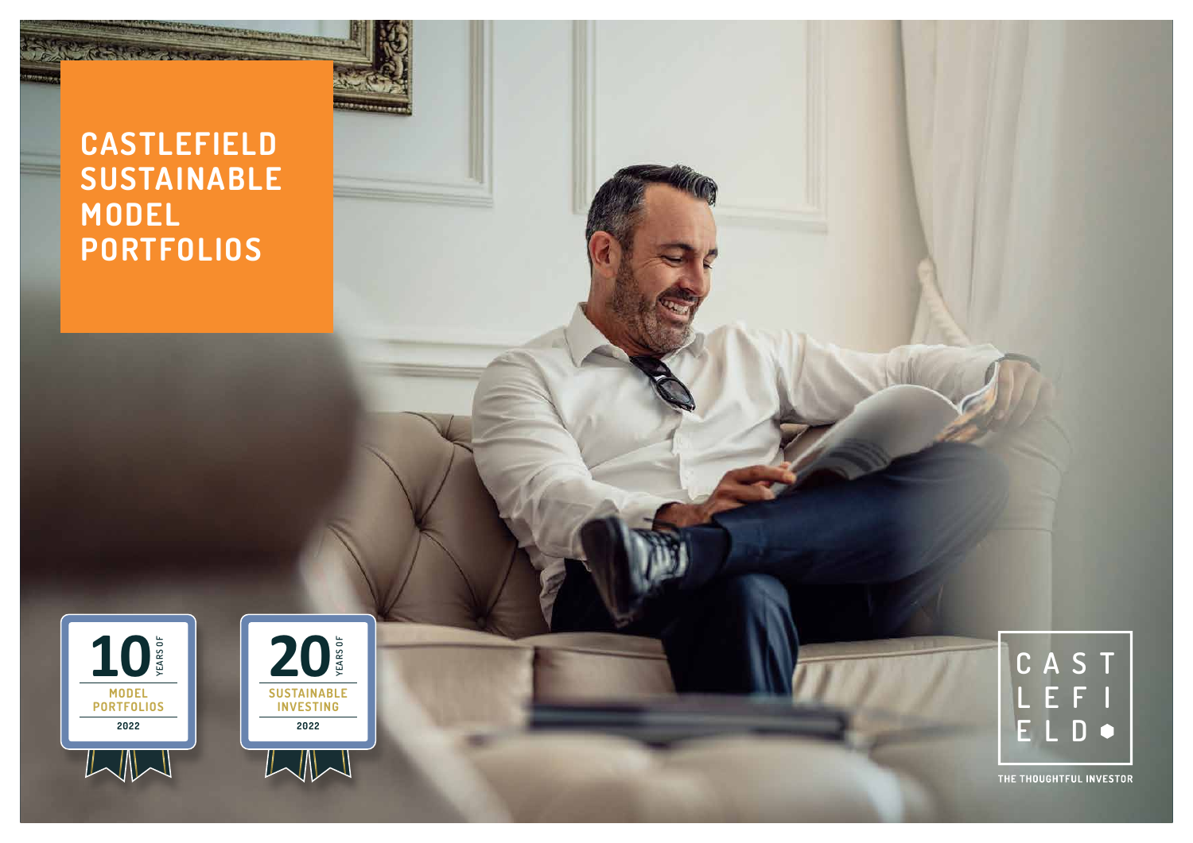# CASTLEFIELD SUSTAINABLE MODEL PORTFOLIOS

10 YEARS OF MODEL PORTFOLIOS 2022

20 YEARS OF SUSTAINABLE INVESTING 2022

CASTLEFIELD

THE THOUGHTFUL INVESTOR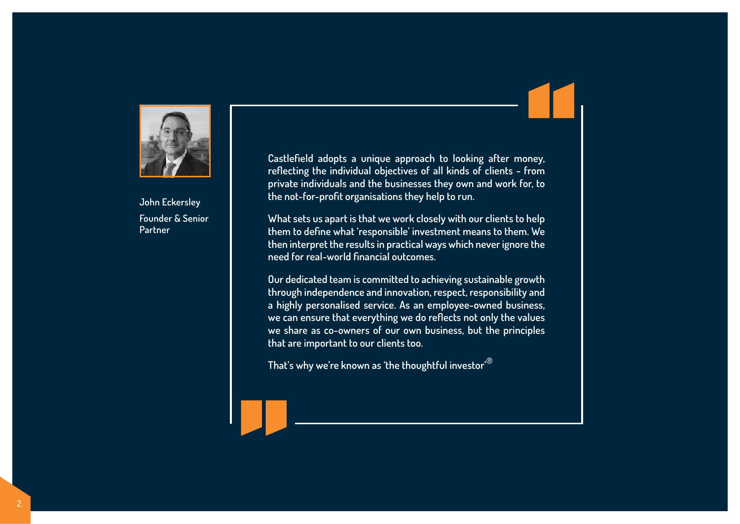John Eckersley

Founder & Senior Partner

Castlefield adopts a unique approach to looking after money, reflecting the individual objectives of all kinds of clients - from private individuals and the businesses they own and work for, to the not-for-profit organisations they help to run.

What sets us apart is that we work closely with our clients to help them to define what 'responsible' investment means to them. We then interpret the results in practical ways which never ignore the need for real-world financial outcomes.

Our dedicated team is committed to achieving sustainable growth through independence and innovation, respect, responsibility and a highly personalised service. As an employee-owned business, we can ensure that everything we do reflects not only the values we share as co-owners of our own business, but the principles that are important to our clients too.

That's why we're known as 'the thoughtful investor'®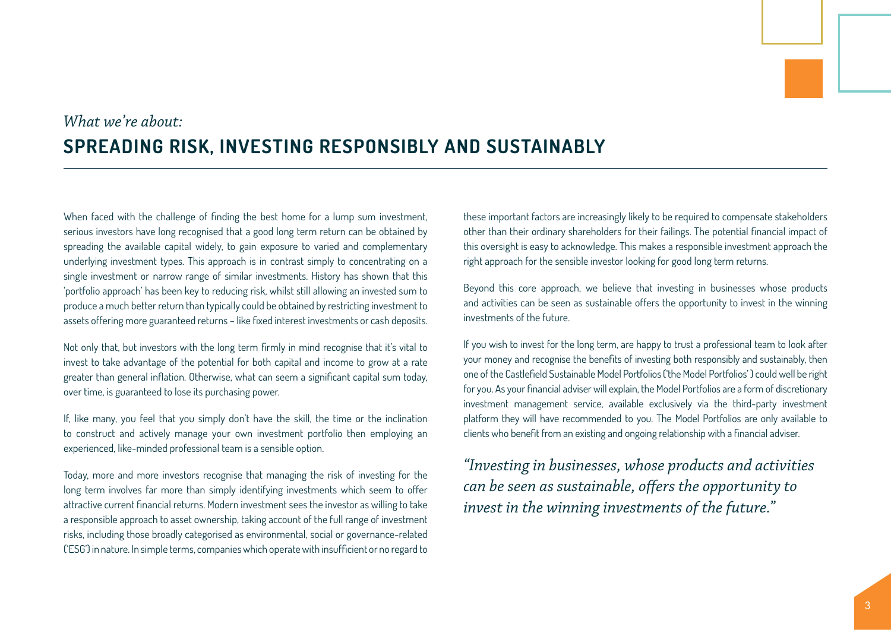*What we're about:*

# SPREADING RISK, INVESTING RESPONSIBLY AND SUSTAINABLY

When faced with the challenge of finding the best home for a lump sum investment, serious investors have long recognised that a good long term return can be obtained by spreading the available capital widely, to gain exposure to varied and complementary underlying investment types. This approach is in contrast simply to concentrating on a single investment or narrow range of similar investments. History has shown that this 'portfolio approach' has been key to reducing risk, whilst still allowing an invested sum to produce a much better return than typically could be obtained by restricting investment to assets offering more guaranteed returns – like fixed interest investments or cash deposits.

Not only that, but investors with the long term firmly in mind recognise that it's vital to invest to take advantage of the potential for both capital and income to grow at a rate greater than general inflation. Otherwise, what can seem a significant capital sum today, over time, is guaranteed to lose its purchasing power.

If, like many, you feel that you simply don't have the skill, the time or the inclination to construct and actively manage your own investment portfolio then employing an experienced, like-minded professional team is a sensible option.

Today, more and more investors recognise that managing the risk of investing for the long term involves far more than simply identifying investments which seem to offer attractive current financial returns. Modern investment sees the investor as willing to take a responsible approach to asset ownership, taking account of the full range of investment risks, including those broadly categorised as environmental, social or governance-related ('ESG') in nature. In simple terms, companies which operate with insufficient or no regard to these important factors are increasingly likely to be required to compensate stakeholders other than their ordinary shareholders for their failings. The potential financial impact of this oversight is easy to acknowledge. This makes a responsible investment approach the right approach for the sensible investor looking for good long term returns.

Beyond this core approach, we believe that investing in businesses whose products and activities can be seen as sustainable offers the opportunity to invest in the winning investments of the future.

If you wish to invest for the long term, are happy to trust a professional team to look after your money and recognise the benefits of investing both responsibly and sustainably, then one of the Castlefield Sustainable Model Portfolios ('the Model Portfolios') could well be right for you. As your financial adviser will explain, the Model Portfolios are a form of discretionary investment management service, available exclusively via the third-party investment platform they will have recommended to you. The Model Portfolios are only available to clients who benefit from an existing and ongoing relationship with a financial adviser.

*"Investing in businesses, whose products and activities can be seen as sustainable, offers the opportunity to invest in the winning investments of the future."*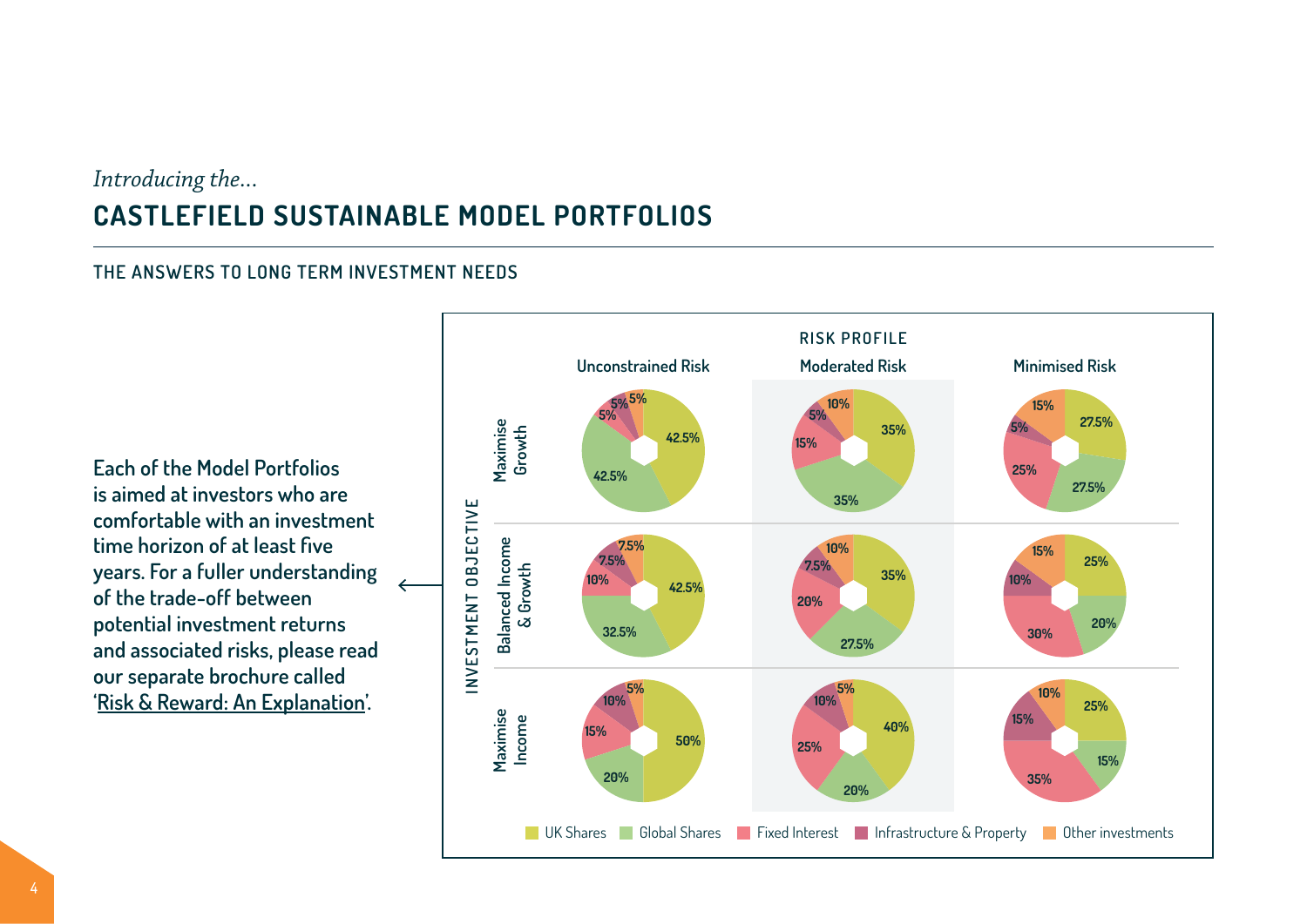*Introducing the...*

# CASTLEFIELD SUSTAINABLE MODEL PORTFOLIOS

## THE ANSWERS TO LONG TERM INVESTMENT NEEDS

Each of the Model Portfolios is aimed at investors who are comfortable with an investment time horizon of at least five years. For a fuller understanding of the trade-off between potential investment returns and associated risks, please read our separate brochure called '<u>Risk & Reward: An Explanation</u>'.

**RISK PROFILE** / **INVESTMENT OBJECTIVE**

| Investment Objective | Asset class | Unconstrained Risk | Moderated Risk | Minimised Risk |
|---|---|---|---|---|
| Maximise Growth | UK Shares | 42.5% | 35% | 27.5% |
| | Global Shares | 42.5% | 35% | 27.5% |
| | Fixed Interest | 5% | 15% | 25% |
| | Infrastructure & Property | 5% | 5% | 5% |
| | Other investments | 5% | 10% | 15% |
| Balanced Income & Growth | UK Shares | 42.5% | 35% | 25% |
| | Global Shares | 32.5% | 27.5% | 20% |
| | Fixed Interest | 10% | 20% | 30% |
| | Infrastructure & Property | 7.5% | 7.5% | 10% |
| | Other investments | 7.5% | 10% | 15% |
| Maximise Income | UK Shares | 50% | 40% | 25% |
| | Global Shares | 20% | 20% | 15% |
| | Fixed Interest | 15% | 25% | 35% |
| | Infrastructure & Property | 10% | 10% | 15% |
| | Other investments | 5% | 5% | 10% |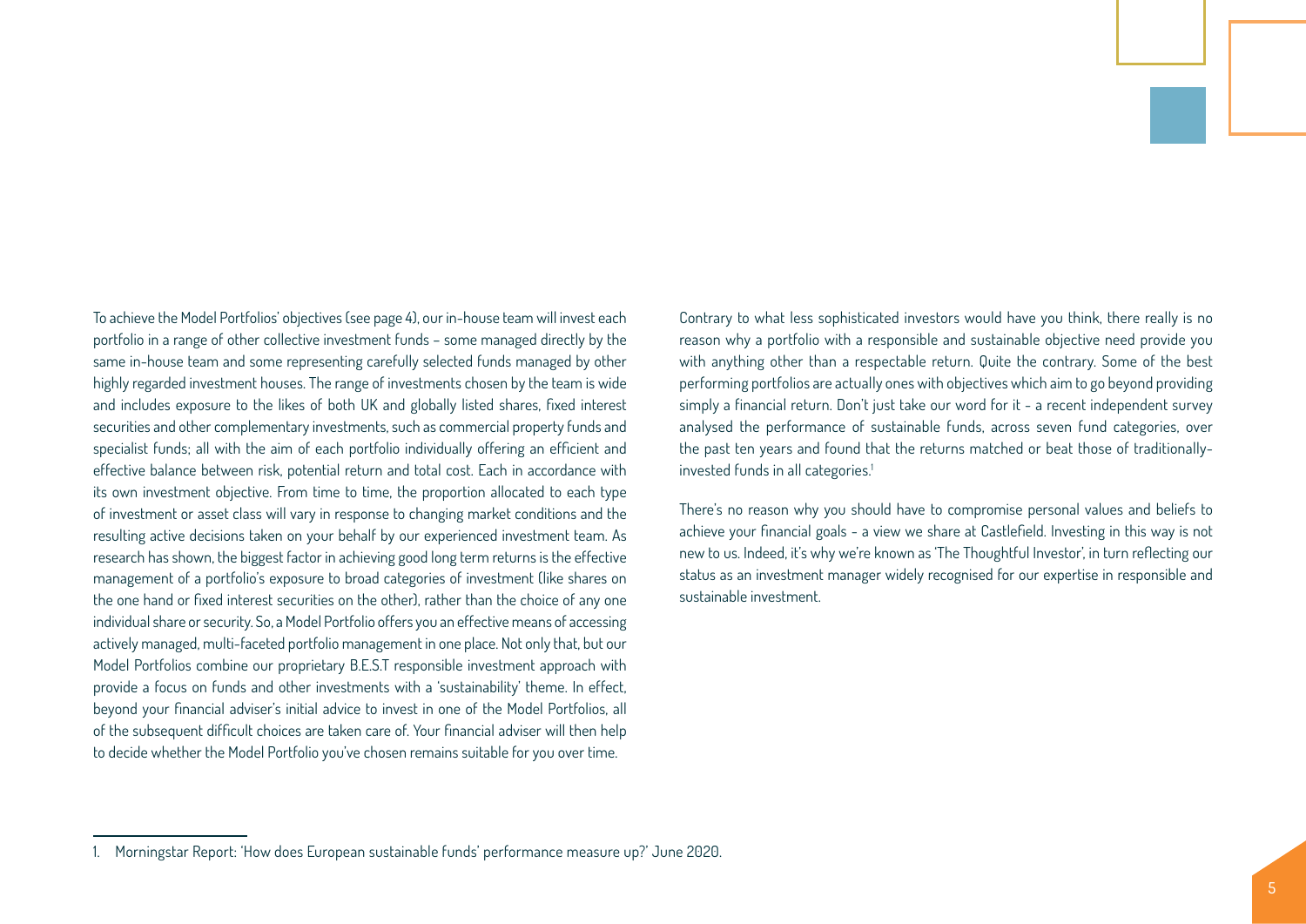To achieve the Model Portfolios' objectives (see page 4), our in-house team will invest each portfolio in a range of other collective investment funds – some managed directly by the same in-house team and some representing carefully selected funds managed by other highly regarded investment houses. The range of investments chosen by the team is wide and includes exposure to the likes of both UK and globally listed shares, fixed interest securities and other complementary investments, such as commercial property funds and specialist funds; all with the aim of each portfolio individually offering an efficient and effective balance between risk, potential return and total cost. Each in accordance with its own investment objective. From time to time, the proportion allocated to each type of investment or asset class will vary in response to changing market conditions and the resulting active decisions taken on your behalf by our experienced investment team. As research has shown, the biggest factor in achieving good long term returns is the effective management of a portfolio's exposure to broad categories of investment (like shares on the one hand or fixed interest securities on the other), rather than the choice of any one individual share or security. So, a Model Portfolio offers you an effective means of accessing actively managed, multi-faceted portfolio management in one place. Not only that, but our Model Portfolios combine our proprietary B.E.S.T responsible investment approach with provide a focus on funds and other investments with a 'sustainability' theme. In effect, beyond your financial adviser's initial advice to invest in one of the Model Portfolios, all of the subsequent difficult choices are taken care of. Your financial adviser will then help to decide whether the Model Portfolio you've chosen remains suitable for you over time.

Contrary to what less sophisticated investors would have you think, there really is no reason why a portfolio with a responsible and sustainable objective need provide you with anything other than a respectable return. Quite the contrary. Some of the best performing portfolios are actually ones with objectives which aim to go beyond providing simply a financial return. Don't just take our word for it - a recent independent survey analysed the performance of sustainable funds, across seven fund categories, over the past ten years and found that the returns matched or beat those of traditionally-invested funds in all categories.[1]

There's no reason why you should have to compromise personal values and beliefs to achieve your financial goals - a view we share at Castlefield. Investing in this way is not new to us. Indeed, it's why we're known as 'The Thoughtful Investor', in turn reflecting our status as an investment manager widely recognised for our expertise in responsible and sustainable investment.

---

1. Morningstar Report: 'How does European sustainable funds' performance measure up?' June 2020.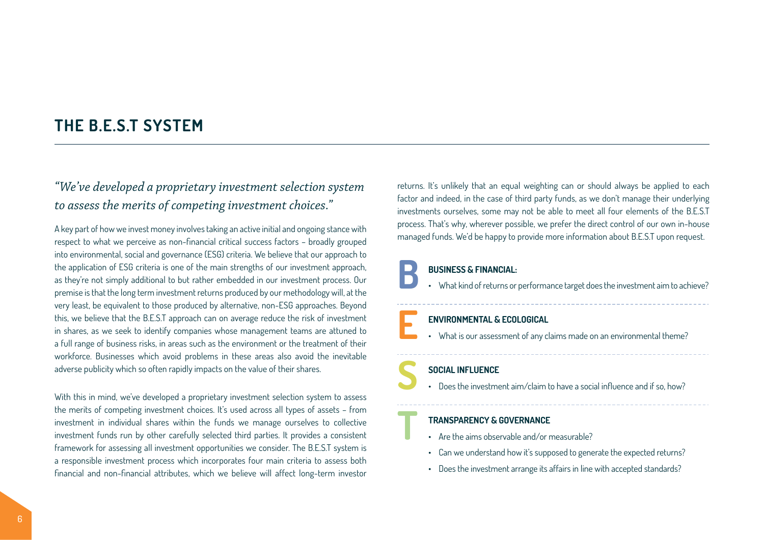# THE B.E.S.T SYSTEM

*"We've developed a proprietary investment selection system to assess the merits of competing investment choices."*

A key part of how we invest money involves taking an active initial and ongoing stance with respect to what we perceive as non-financial critical success factors – broadly grouped into environmental, social and governance (ESG) criteria. We believe that our approach to the application of ESG criteria is one of the main strengths of our investment approach, as they're not simply additional to but rather embedded in our investment process. Our premise is that the long term investment returns produced by our methodology will, at the very least, be equivalent to those produced by alternative, non-ESG approaches. Beyond this, we believe that the B.E.S.T approach can on average reduce the risk of investment in shares, as we seek to identify companies whose management teams are attuned to a full range of business risks, in areas such as the environment or the treatment of their workforce. Businesses which avoid problems in these areas also avoid the inevitable adverse publicity which so often rapidly impacts on the value of their shares.

With this in mind, we've developed a proprietary investment selection system to assess the merits of competing investment choices. It's used across all types of assets – from investment in individual shares within the funds we manage ourselves to collective investment funds run by other carefully selected third parties. It provides a consistent framework for assessing all investment opportunities we consider. The B.E.S.T system is a responsible investment process which incorporates four main criteria to assess both financial and non-financial attributes, which we believe will affect long-term investor returns. It's unlikely that an equal weighting can or should always be applied to each factor and indeed, in the case of third party funds, as we don't manage their underlying investments ourselves, some may not be able to meet all four elements of the B.E.S.T process. That's why, wherever possible, we prefer the direct control of our own in-house managed funds. We'd be happy to provide more information about B.E.S.T upon request.

**B** – **BUSINESS & FINANCIAL:**

- What kind of returns or performance target does the investment aim to achieve?

**E** – **ENVIRONMENTAL & ECOLOGICAL**

- What is our assessment of any claims made on an environmental theme?

**S** – **SOCIAL INFLUENCE**

- Does the investment aim/claim to have a social influence and if so, how?

**T** – **TRANSPARENCY & GOVERNANCE**

- Are the aims observable and/or measurable?
- Can we understand how it's supposed to generate the expected returns?
- Does the investment arrange its affairs in line with accepted standards?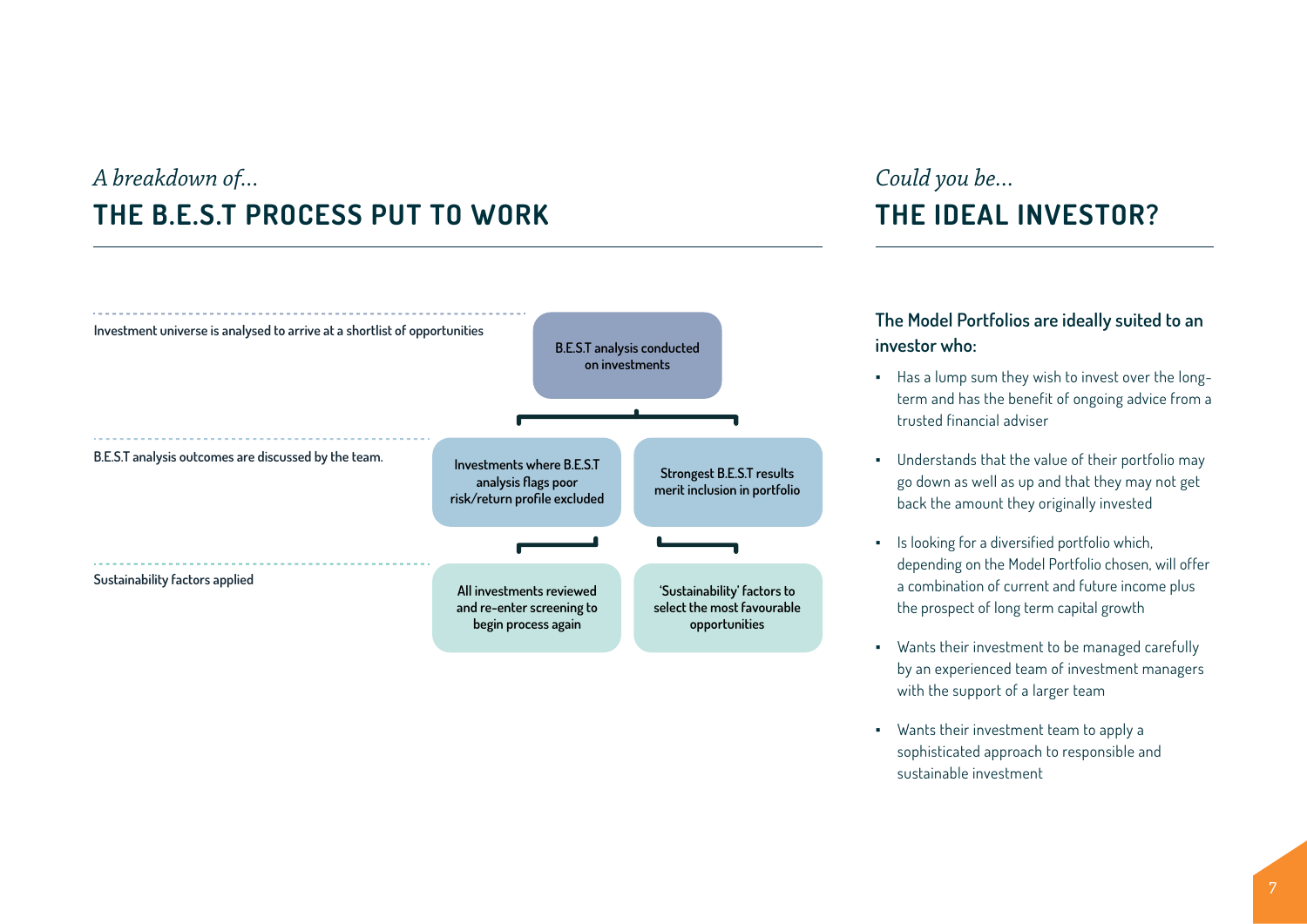*A breakdown of...*

## THE B.E.S.T PROCESS PUT TO WORK

Investment universe is analysed to arrive at a shortlist of opportunities

**B.E.S.T analysis conducted on investments**

B.E.S.T analysis outcomes are discussed by the team.

**Investments where B.E.S.T analysis flags poor risk/return profile excluded**

**Strongest B.E.S.T results merit inclusion in portfolio**

Sustainability factors applied

**All investments reviewed and re-enter screening to begin process again**

**'Sustainability' factors to select the most favourable opportunities**

*Could you be...*

## THE IDEAL INVESTOR?

### The Model Portfolios are ideally suited to an investor who:

- Has a lump sum they wish to invest over the long-term and has the benefit of ongoing advice from a trusted financial adviser
- Understands that the value of their portfolio may go down as well as up and that they may not get back the amount they originally invested
- Is looking for a diversified portfolio which, depending on the Model Portfolio chosen, will offer a combination of current and future income plus the prospect of long term capital growth
- Wants their investment to be managed carefully by an experienced team of investment managers with the support of a larger team
- Wants their investment team to apply a sophisticated approach to responsible and sustainable investment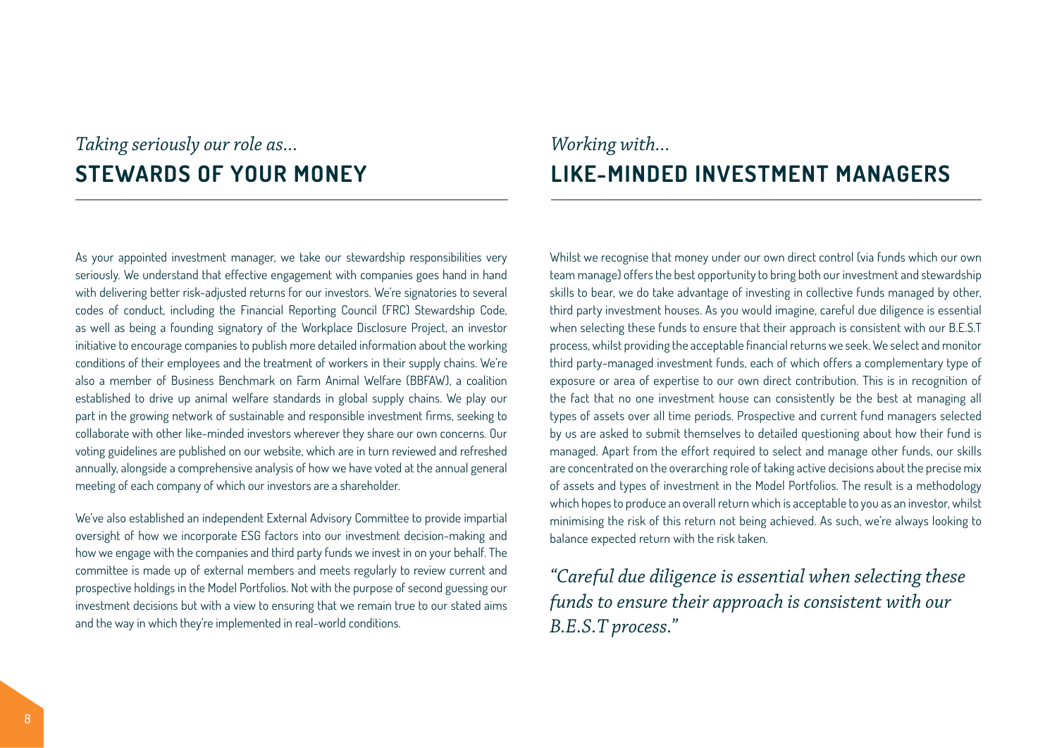## *Taking seriously our role as...* STEWARDS OF YOUR MONEY

As your appointed investment manager, we take our stewardship responsibilities very seriously. We understand that effective engagement with companies goes hand in hand with delivering better risk-adjusted returns for our investors. We're signatories to several codes of conduct, including the Financial Reporting Council (FRC) Stewardship Code, as well as being a founding signatory of the Workplace Disclosure Project, an investor initiative to encourage companies to publish more detailed information about the working conditions of their employees and the treatment of workers in their supply chains. We're also a member of Business Benchmark on Farm Animal Welfare (BBFAW), a coalition established to drive up animal welfare standards in global supply chains. We play our part in the growing network of sustainable and responsible investment firms, seeking to collaborate with other like-minded investors wherever they share our own concerns. Our voting guidelines are published on our website, which are in turn reviewed and refreshed annually, alongside a comprehensive analysis of how we have voted at the annual general meeting of each company of which our investors are a shareholder.

We've also established an independent External Advisory Committee to provide impartial oversight of how we incorporate ESG factors into our investment decision-making and how we engage with the companies and third party funds we invest in on your behalf. The committee is made up of external members and meets regularly to review current and prospective holdings in the Model Portfolios. Not with the purpose of second guessing our investment decisions but with a view to ensuring that we remain true to our stated aims and the way in which they're implemented in real-world conditions.

## *Working with...* LIKE-MINDED INVESTMENT MANAGERS

Whilst we recognise that money under our own direct control (via funds which our own team manage) offers the best opportunity to bring both our investment and stewardship skills to bear, we do take advantage of investing in collective funds managed by other, third party investment houses. As you would imagine, careful due diligence is essential when selecting these funds to ensure that their approach is consistent with our B.E.S.T process, whilst providing the acceptable financial returns we seek. We select and monitor third party-managed investment funds, each of which offers a complementary type of exposure or area of expertise to our own direct contribution. This is in recognition of the fact that no one investment house can consistently be the best at managing all types of assets over all time periods. Prospective and current fund managers selected by us are asked to submit themselves to detailed questioning about how their fund is managed. Apart from the effort required to select and manage other funds, our skills are concentrated on the overarching role of taking active decisions about the precise mix of assets and types of investment in the Model Portfolios. The result is a methodology which hopes to produce an overall return which is acceptable to you as an investor, whilst minimising the risk of this return not being achieved. As such, we're always looking to balance expected return with the risk taken.

> *"Careful due diligence is essential when selecting these funds to ensure their approach is consistent with our B.E.S.T process."*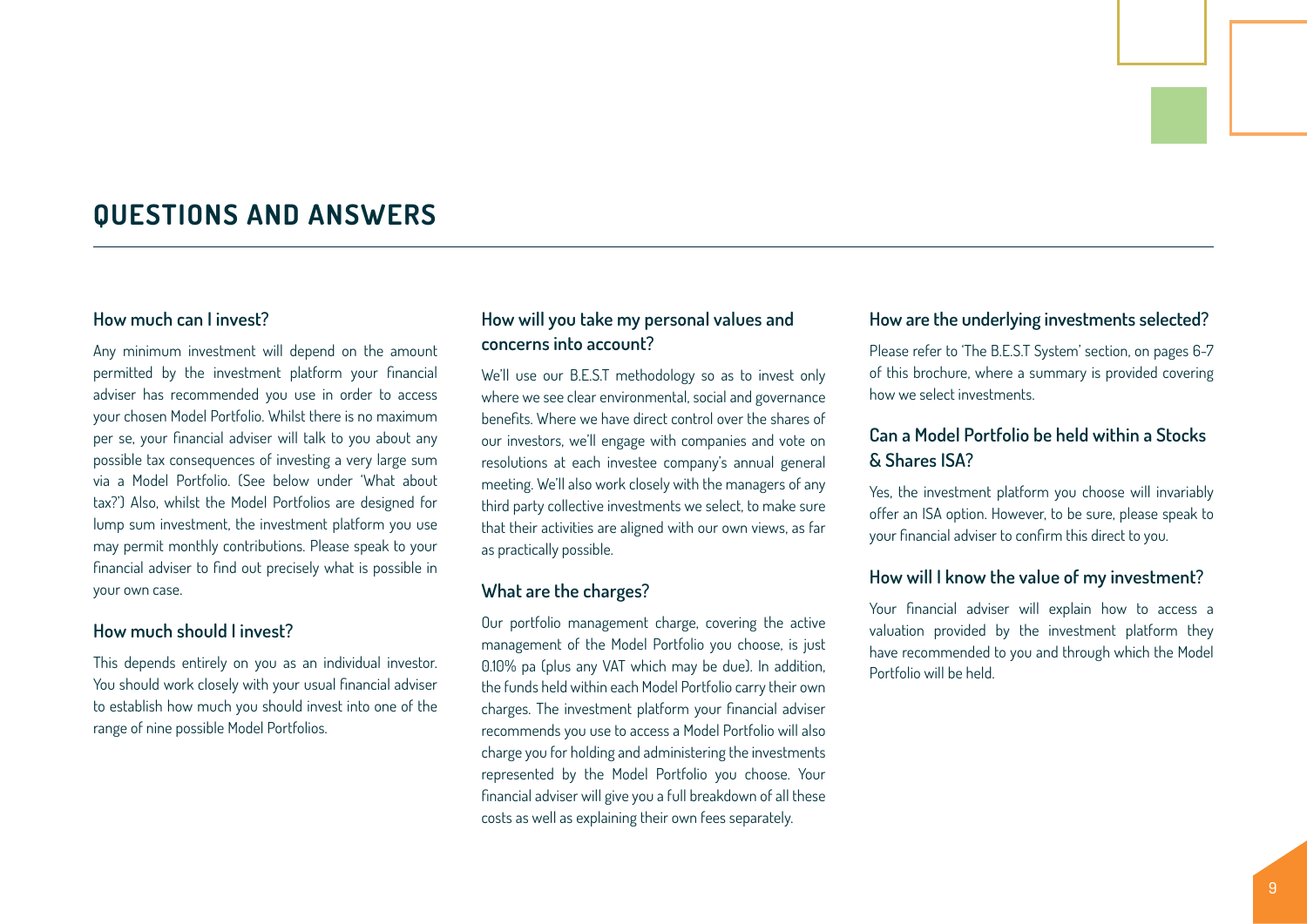# QUESTIONS AND ANSWERS

### How much can I invest?

Any minimum investment will depend on the amount permitted by the investment platform your financial adviser has recommended you use in order to access your chosen Model Portfolio. Whilst there is no maximum per se, your financial adviser will talk to you about any possible tax consequences of investing a very large sum via a Model Portfolio. (See below under 'What about tax?') Also, whilst the Model Portfolios are designed for lump sum investment, the investment platform you use may permit monthly contributions. Please speak to your financial adviser to find out precisely what is possible in your own case.

### How much should I invest?

This depends entirely on you as an individual investor. You should work closely with your usual financial adviser to establish how much you should invest into one of the range of nine possible Model Portfolios.

### How will you take my personal values and concerns into account?

We'll use our B.E.S.T methodology so as to invest only where we see clear environmental, social and governance benefits. Where we have direct control over the shares of our investors, we'll engage with companies and vote on resolutions at each investee company's annual general meeting. We'll also work closely with the managers of any third party collective investments we select, to make sure that their activities are aligned with our own views, as far as practically possible.

### What are the charges?

Our portfolio management charge, covering the active management of the Model Portfolio you choose, is just 0.10% pa (plus any VAT which may be due). In addition, the funds held within each Model Portfolio carry their own charges. The investment platform your financial adviser recommends you use to access a Model Portfolio will also charge you for holding and administering the investments represented by the Model Portfolio you choose. Your financial adviser will give you a full breakdown of all these costs as well as explaining their own fees separately.

### How are the underlying investments selected?

Please refer to 'The B.E.S.T System' section, on pages 6-7 of this brochure, where a summary is provided covering how we select investments.

### Can a Model Portfolio be held within a Stocks & Shares ISA?

Yes, the investment platform you choose will invariably offer an ISA option. However, to be sure, please speak to your financial adviser to confirm this direct to you.

### How will I know the value of my investment?

Your financial adviser will explain how to access a valuation provided by the investment platform they have recommended to you and through which the Model Portfolio will be held.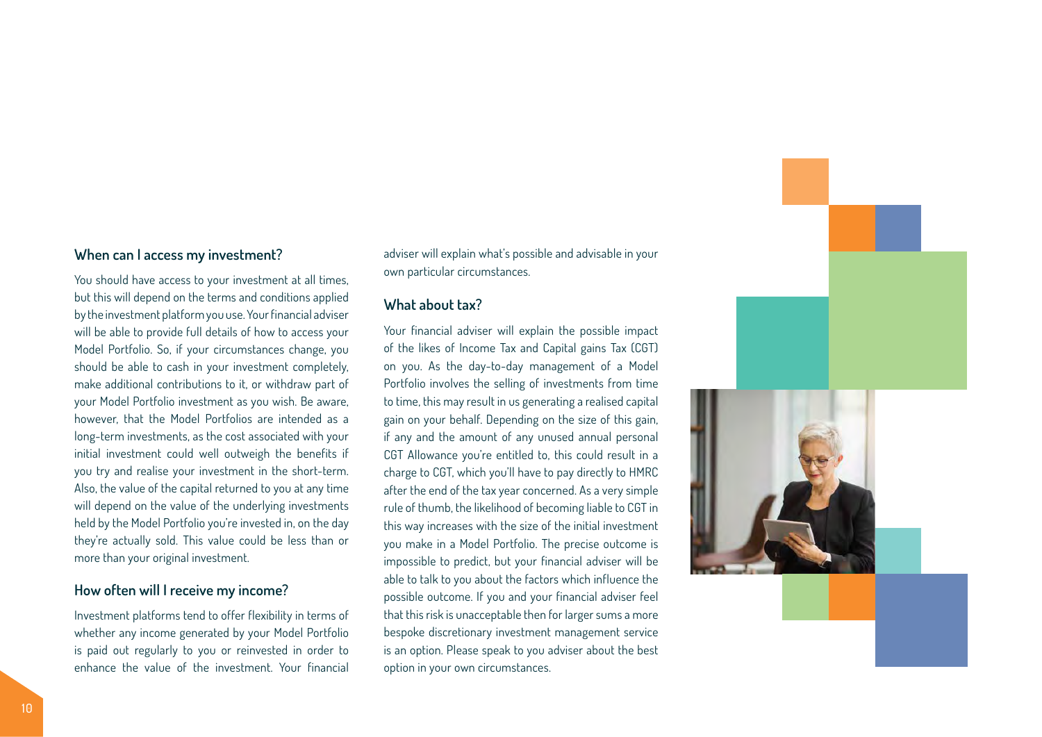## When can I access my investment?

You should have access to your investment at all times, but this will depend on the terms and conditions applied by the investment platform you use. Your financial adviser will be able to provide full details of how to access your Model Portfolio. So, if your circumstances change, you should be able to cash in your investment completely, make additional contributions to it, or withdraw part of your Model Portfolio investment as you wish. Be aware, however, that the Model Portfolios are intended as a long-term investments, as the cost associated with your initial investment could well outweigh the benefits if you try and realise your investment in the short-term. Also, the value of the capital returned to you at any time will depend on the value of the underlying investments held by the Model Portfolio you're invested in, on the day they're actually sold. This value could be less than or more than your original investment.

## How often will I receive my income?

Investment platforms tend to offer flexibility in terms of whether any income generated by your Model Portfolio is paid out regularly to you or reinvested in order to enhance the value of the investment. Your financial adviser will explain what's possible and advisable in your own particular circumstances.

## What about tax?

Your financial adviser will explain the possible impact of the likes of Income Tax and Capital gains Tax (CGT) on you. As the day-to-day management of a Model Portfolio involves the selling of investments from time to time, this may result in us generating a realised capital gain on your behalf. Depending on the size of this gain, if any and the amount of any unused annual personal CGT Allowance you're entitled to, this could result in a charge to CGT, which you'll have to pay directly to HMRC after the end of the tax year concerned. As a very simple rule of thumb, the likelihood of becoming liable to CGT in this way increases with the size of the initial investment you make in a Model Portfolio. The precise outcome is impossible to predict, but your financial adviser will be able to talk to you about the factors which influence the possible outcome. If you and your financial adviser feel that this risk is unacceptable then for larger sums a more bespoke discretionary investment management service is an option. Please speak to you adviser about the best option in your own circumstances.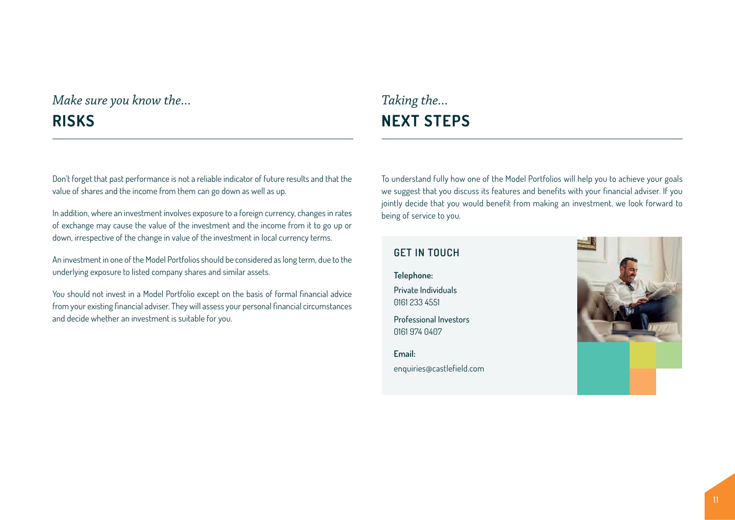## *Make sure you know the...* RISKS

Don't forget that past performance is not a reliable indicator of future results and that the value of shares and the income from them can go down as well as up.

In addition, where an investment involves exposure to a foreign currency, changes in rates of exchange may cause the value of the investment and the income from it to go up or down, irrespective of the change in value of the investment in local currency terms.

An investment in one of the Model Portfolios should be considered as long term, due to the underlying exposure to listed company shares and similar assets.

You should not invest in a Model Portfolio except on the basis of formal financial advice from your existing financial adviser. They will assess your personal financial circumstances and decide whether an investment is suitable for you.

## *Taking the...* NEXT STEPS

To understand fully how one of the Model Portfolios will help you to achieve your goals we suggest that you discuss its features and benefits with your financial adviser. If you jointly decide that you would benefit from making an investment, we look forward to being of service to you.

### GET IN TOUCH

**Telephone:**

Private Individuals
0161 233 4551

Professional Investors
0161 974 0407

**Email:**
enquiries@castlefield.com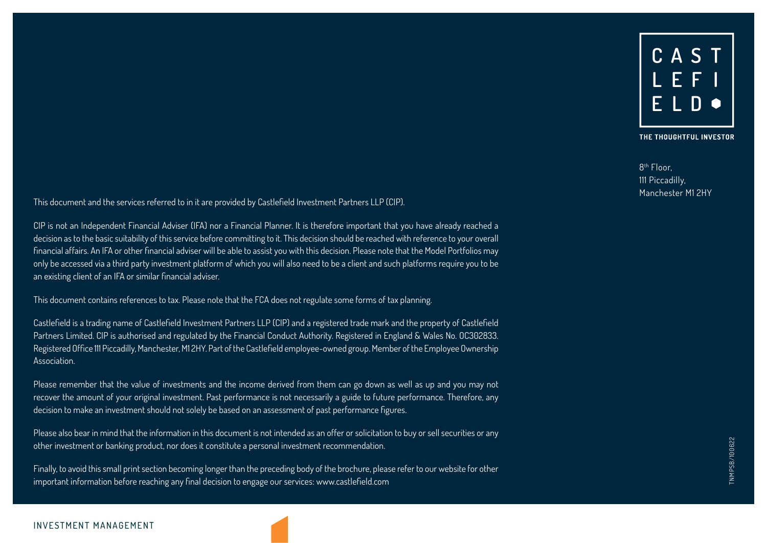CASTLEFIELD

THE THOUGHTFUL INVESTOR

8th Floor,
111 Piccadilly,
Manchester M1 2HY

This document and the services referred to in it are provided by Castlefield Investment Partners LLP (CIP).

CIP is not an Independent Financial Adviser (IFA) nor a Financial Planner. It is therefore important that you have already reached a decision as to the basic suitability of this service before committing to it. This decision should be reached with reference to your overall financial affairs. An IFA or other financial adviser will be able to assist you with this decision. Please note that the Model Portfolios may only be accessed via a third party investment platform of which you will also need to be a client and such platforms require you to be an existing client of an IFA or similar financial adviser.

This document contains references to tax. Please note that the FCA does not regulate some forms of tax planning.

Castlefield is a trading name of Castlefield Investment Partners LLP (CIP) and a registered trade mark and the property of Castlefield Partners Limited. CIP is authorised and regulated by the Financial Conduct Authority. Registered in England & Wales No. OC302833. Registered Office 111 Piccadilly, Manchester, M1 2HY. Part of the Castlefield employee-owned group. Member of the Employee Ownership Association.

Please remember that the value of investments and the income derived from them can go down as well as up and you may not recover the amount of your original investment. Past performance is not necessarily a guide to future performance. Therefore, any decision to make an investment should not solely be based on an assessment of past performance figures.

Please also bear in mind that the information in this document is not intended as an offer or solicitation to buy or sell securities or any other investment or banking product, nor does it constitute a personal investment recommendation.

Finally, to avoid this small print section becoming longer than the preceding body of the brochure, please refer to our website for other important information before reaching any final decision to engage our services: www.castlefield.com

TNMPSB/100622

INVESTMENT MANAGEMENT